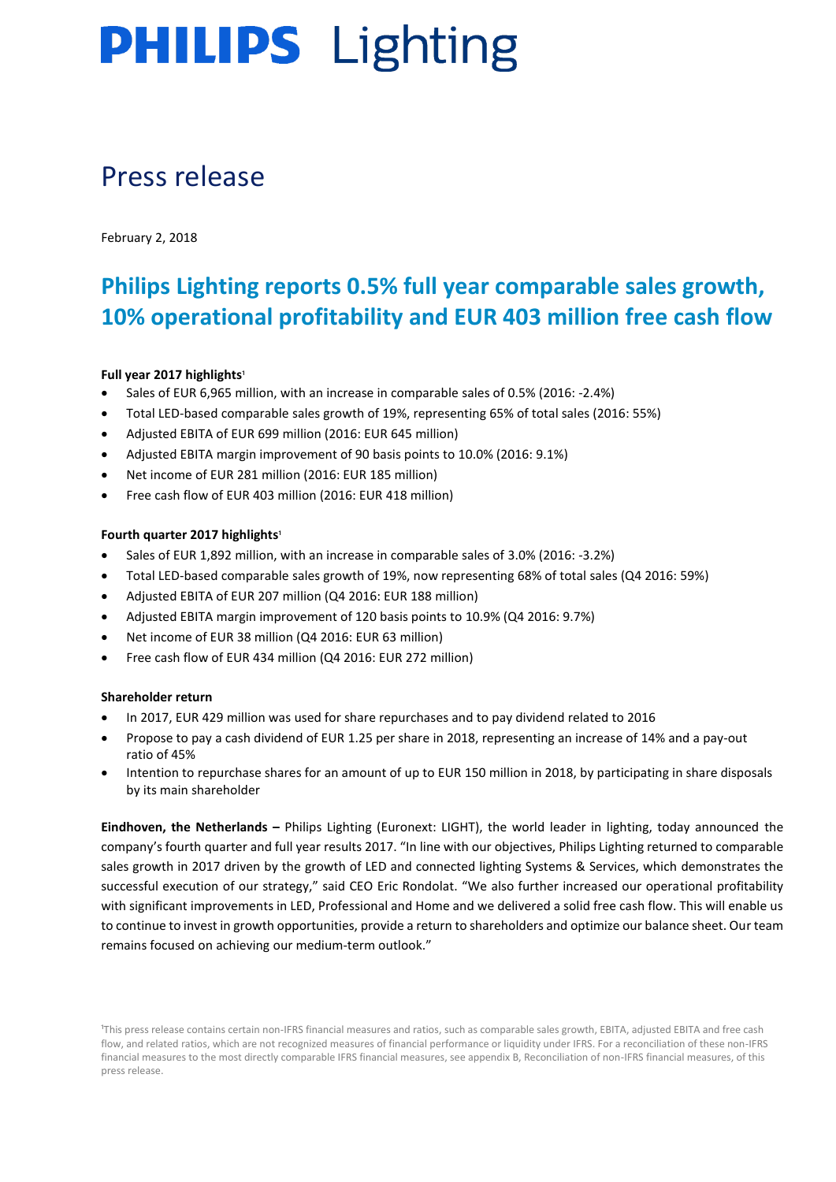# PHILIPS Lighting

## Press release

February 2, 2018

# Philips Lighting reports 0.5% full year comparable sales growth, 10% operational profitability and EUR 403 million free cash flow

**Full year 2017 highlights**[1]

- Sales of EUR 6,965 million, with an increase in comparable sales of 0.5% (2016: -2.4%)
- Total LED-based comparable sales growth of 19%, representing 65% of total sales (2016: 55%)
- Adjusted EBITA of EUR 699 million (2016: EUR 645 million)
- Adjusted EBITA margin improvement of 90 basis points to 10.0% (2016: 9.1%)
- Net income of EUR 281 million (2016: EUR 185 million)
- Free cash flow of EUR 403 million (2016: EUR 418 million)

**Fourth quarter 2017 highlights**[1]

- Sales of EUR 1,892 million, with an increase in comparable sales of 3.0% (2016: -3.2%)
- Total LED-based comparable sales growth of 19%, now representing 68% of total sales (Q4 2016: 59%)
- Adjusted EBITA of EUR 207 million (Q4 2016: EUR 188 million)
- Adjusted EBITA margin improvement of 120 basis points to 10.9% (Q4 2016: 9.7%)
- Net income of EUR 38 million (Q4 2016: EUR 63 million)
- Free cash flow of EUR 434 million (Q4 2016: EUR 272 million)

**Shareholder return**

- In 2017, EUR 429 million was used for share repurchases and to pay dividend related to 2016
- Propose to pay a cash dividend of EUR 1.25 per share in 2018, representing an increase of 14% and a pay-out ratio of 45%
- Intention to repurchase shares for an amount of up to EUR 150 million in 2018, by participating in share disposals by its main shareholder

**Eindhoven, the Netherlands –** Philips Lighting (Euronext: LIGHT), the world leader in lighting, today announced the company's fourth quarter and full year results 2017. "In line with our objectives, Philips Lighting returned to comparable sales growth in 2017 driven by the growth of LED and connected lighting Systems & Services, which demonstrates the successful execution of our strategy," said CEO Eric Rondolat. "We also further increased our operational profitability with significant improvements in LED, Professional and Home and we delivered a solid free cash flow. This will enable us to continue to invest in growth opportunities, provide a return to shareholders and optimize our balance sheet. Our team remains focused on achieving our medium-term outlook."

[1]This press release contains certain non-IFRS financial measures and ratios, such as comparable sales growth, EBITA, adjusted EBITA and free cash flow, and related ratios, which are not recognized measures of financial performance or liquidity under IFRS. For a reconciliation of these non-IFRS financial measures to the most directly comparable IFRS financial measures, see appendix B, Reconciliation of non-IFRS financial measures, of this press release.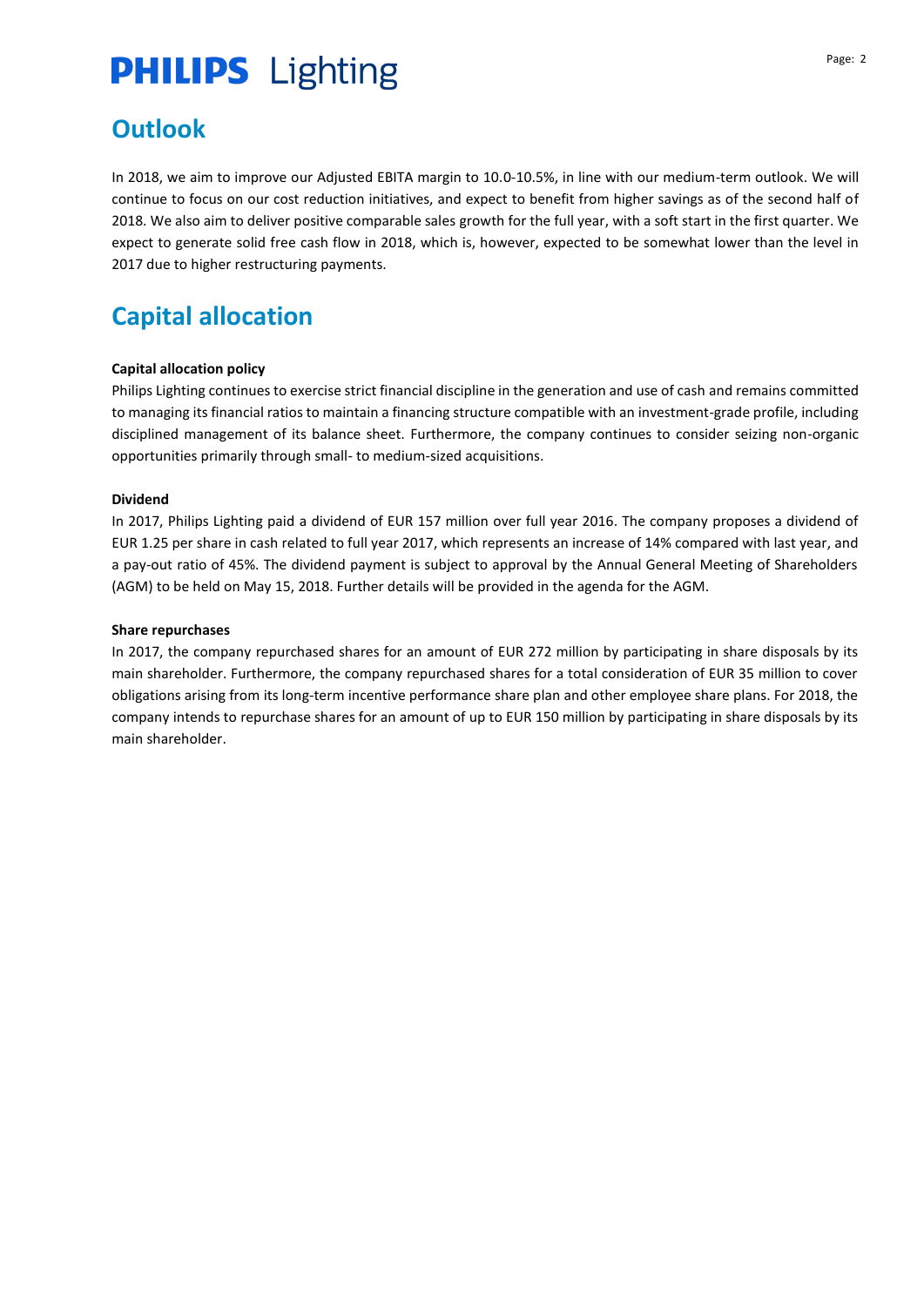## Outlook

In 2018, we aim to improve our Adjusted EBITA margin to 10.0-10.5%, in line with our medium-term outlook. We will continue to focus on our cost reduction initiatives, and expect to benefit from higher savings as of the second half of 2018. We also aim to deliver positive comparable sales growth for the full year, with a soft start in the first quarter. We expect to generate solid free cash flow in 2018, which is, however, expected to be somewhat lower than the level in 2017 due to higher restructuring payments.

## Capital allocation

**Capital allocation policy**

Philips Lighting continues to exercise strict financial discipline in the generation and use of cash and remains committed to managing its financial ratios to maintain a financing structure compatible with an investment-grade profile, including disciplined management of its balance sheet. Furthermore, the company continues to consider seizing non-organic opportunities primarily through small- to medium-sized acquisitions.

**Dividend**

In 2017, Philips Lighting paid a dividend of EUR 157 million over full year 2016. The company proposes a dividend of EUR 1.25 per share in cash related to full year 2017, which represents an increase of 14% compared with last year, and a pay-out ratio of 45%. The dividend payment is subject to approval by the Annual General Meeting of Shareholders (AGM) to be held on May 15, 2018. Further details will be provided in the agenda for the AGM.

**Share repurchases**

In 2017, the company repurchased shares for an amount of EUR 272 million by participating in share disposals by its main shareholder. Furthermore, the company repurchased shares for a total consideration of EUR 35 million to cover obligations arising from its long-term incentive performance share plan and other employee share plans. For 2018, the company intends to repurchase shares for an amount of up to EUR 150 million by participating in share disposals by its main shareholder.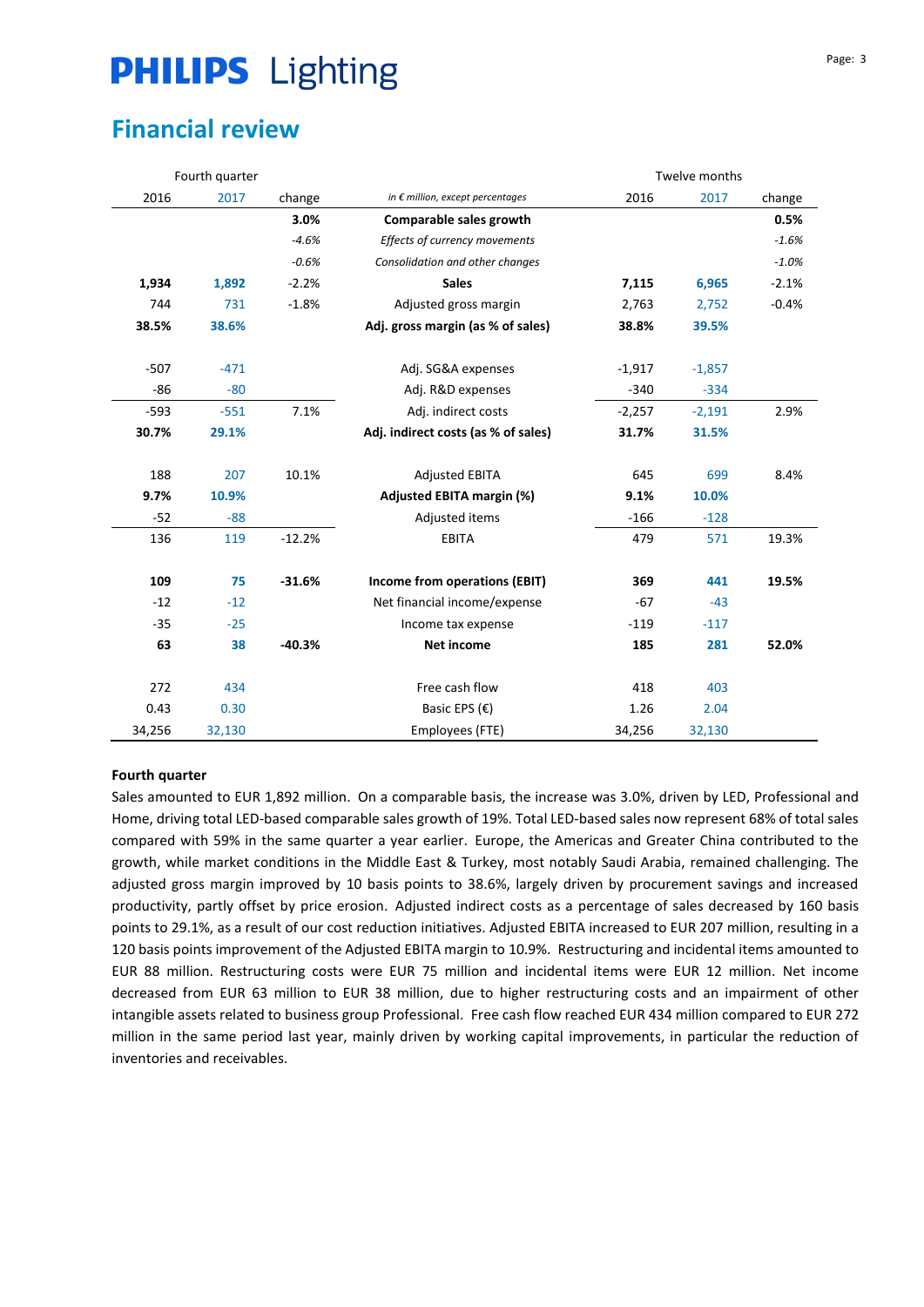# PHILIPS Lighting

## Financial review

| Fourth quarter | | | | Twelve months | | |
|---|---|---|---|---|---|---|
| 2016 | 2017 | change | *in € million, except percentages* | 2016 | 2017 | change |
| | | **3.0%** | **Comparable sales growth** | | | **0.5%** |
| | | *-4.6%* | *Effects of currency movements* | | | *-1.6%* |
| | | *-0.6%* | *Consolidation and other changes* | | | *-1.0%* |
| **1,934** | **1,892** | -2.2% | **Sales** | **7,115** | **6,965** | -2.1% |
| 744 | 731 | -1.8% | Adjusted gross margin | 2,763 | 2,752 | -0.4% |
| **38.5%** | **38.6%** | | **Adj. gross margin (as % of sales)** | **38.8%** | **39.5%** | |
| -507 | -471 | | Adj. SG&A expenses | -1,917 | -1,857 | |
| -86 | -80 | | Adj. R&D expenses | -340 | -334 | |
| -593 | -551 | 7.1% | Adj. indirect costs | -2,257 | -2,191 | 2.9% |
| **30.7%** | **29.1%** | | **Adj. indirect costs (as % of sales)** | **31.7%** | **31.5%** | |
| 188 | 207 | 10.1% | Adjusted EBITA | 645 | 699 | 8.4% |
| **9.7%** | **10.9%** | | **Adjusted EBITA margin (%)** | **9.1%** | **10.0%** | |
| -52 | -88 | | Adjusted items | -166 | -128 | |
| 136 | 119 | -12.2% | EBITA | 479 | 571 | 19.3% |
| **109** | **75** | **-31.6%** | **Income from operations (EBIT)** | **369** | **441** | **19.5%** |
| -12 | -12 | | Net financial income/expense | -67 | -43 | |
| -35 | -25 | | Income tax expense | -119 | -117 | |
| **63** | **38** | **-40.3%** | **Net income** | **185** | **281** | **52.0%** |
| 272 | 434 | | Free cash flow | 418 | 403 | |
| 0.43 | 0.30 | | Basic EPS (€) | 1.26 | 2.04 | |
| 34,256 | 32,130 | | Employees (FTE) | 34,256 | 32,130 | |

**Fourth quarter**

Sales amounted to EUR 1,892 million. On a comparable basis, the increase was 3.0%, driven by LED, Professional and Home, driving total LED-based comparable sales growth of 19%. Total LED-based sales now represent 68% of total sales compared with 59% in the same quarter a year earlier. Europe, the Americas and Greater China contributed to the growth, while market conditions in the Middle East & Turkey, most notably Saudi Arabia, remained challenging. The adjusted gross margin improved by 10 basis points to 38.6%, largely driven by procurement savings and increased productivity, partly offset by price erosion. Adjusted indirect costs as a percentage of sales decreased by 160 basis points to 29.1%, as a result of our cost reduction initiatives. Adjusted EBITA increased to EUR 207 million, resulting in a 120 basis points improvement of the Adjusted EBITA margin to 10.9%. Restructuring and incidental items amounted to EUR 88 million. Restructuring costs were EUR 75 million and incidental items were EUR 12 million. Net income decreased from EUR 63 million to EUR 38 million, due to higher restructuring costs and an impairment of other intangible assets related to business group Professional. Free cash flow reached EUR 434 million compared to EUR 272 million in the same period last year, mainly driven by working capital improvements, in particular the reduction of inventories and receivables.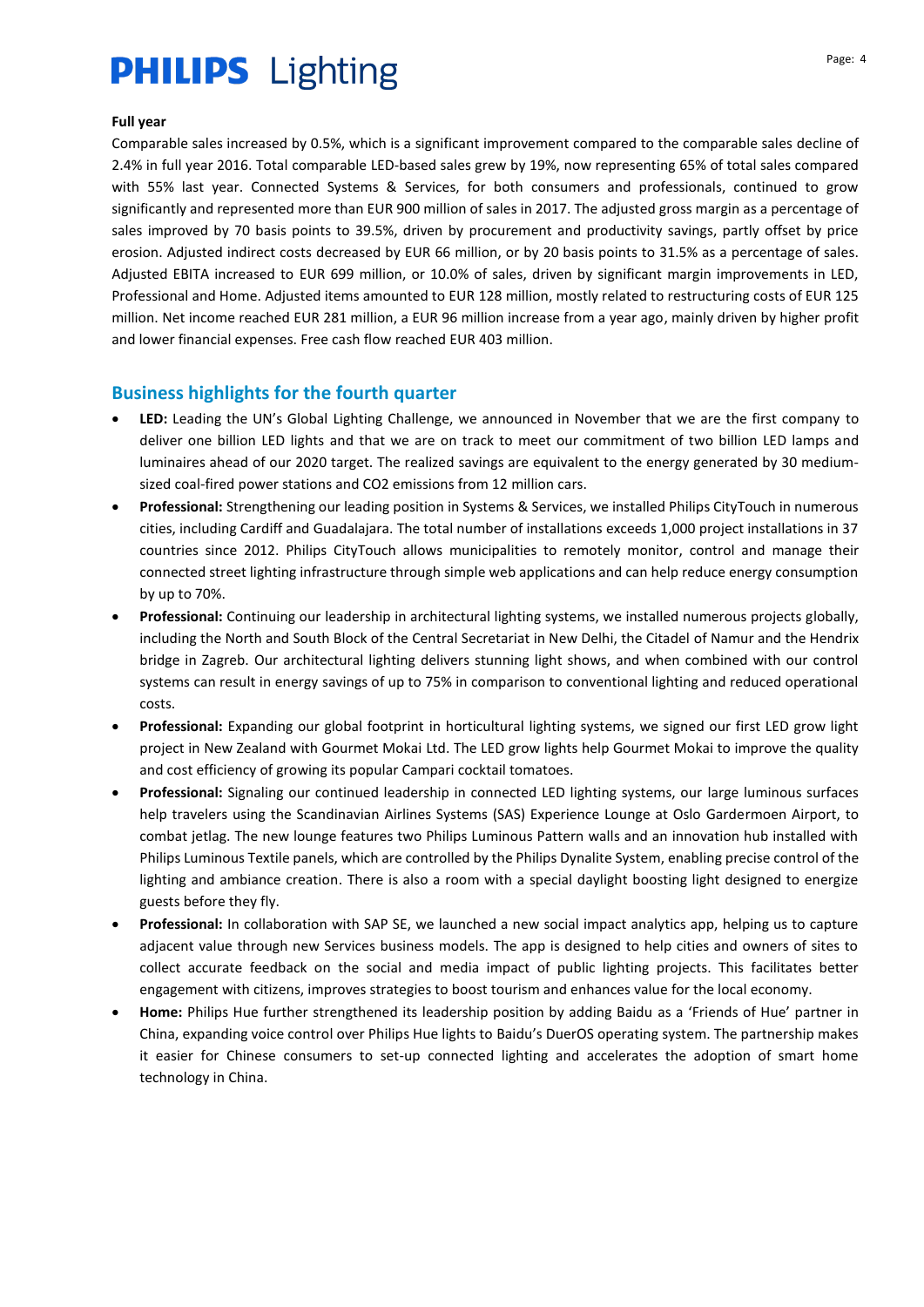**Full year**

Comparable sales increased by 0.5%, which is a significant improvement compared to the comparable sales decline of 2.4% in full year 2016. Total comparable LED-based sales grew by 19%, now representing 65% of total sales compared with 55% last year. Connected Systems & Services, for both consumers and professionals, continued to grow significantly and represented more than EUR 900 million of sales in 2017. The adjusted gross margin as a percentage of sales improved by 70 basis points to 39.5%, driven by procurement and productivity savings, partly offset by price erosion. Adjusted indirect costs decreased by EUR 66 million, or by 20 basis points to 31.5% as a percentage of sales. Adjusted EBITA increased to EUR 699 million, or 10.0% of sales, driven by significant margin improvements in LED, Professional and Home. Adjusted items amounted to EUR 128 million, mostly related to restructuring costs of EUR 125 million. Net income reached EUR 281 million, a EUR 96 million increase from a year ago, mainly driven by higher profit and lower financial expenses. Free cash flow reached EUR 403 million.

## Business highlights for the fourth quarter

- **LED:** Leading the UN's Global Lighting Challenge, we announced in November that we are the first company to deliver one billion LED lights and that we are on track to meet our commitment of two billion LED lamps and luminaires ahead of our 2020 target. The realized savings are equivalent to the energy generated by 30 medium-sized coal-fired power stations and $CO_2$ emissions from 12 million cars.
- **Professional:** Strengthening our leading position in Systems & Services, we installed Philips CityTouch in numerous cities, including Cardiff and Guadalajara. The total number of installations exceeds 1,000 project installations in 37 countries since 2012. Philips CityTouch allows municipalities to remotely monitor, control and manage their connected street lighting infrastructure through simple web applications and can help reduce energy consumption by up to 70%.
- **Professional:** Continuing our leadership in architectural lighting systems, we installed numerous projects globally, including the North and South Block of the Central Secretariat in New Delhi, the Citadel of Namur and the Hendrix bridge in Zagreb. Our architectural lighting delivers stunning light shows, and when combined with our control systems can result in energy savings of up to 75% in comparison to conventional lighting and reduced operational costs.
- **Professional:** Expanding our global footprint in horticultural lighting systems, we signed our first LED grow light project in New Zealand with Gourmet Mokai Ltd. The LED grow lights help Gourmet Mokai to improve the quality and cost efficiency of growing its popular Campari cocktail tomatoes.
- **Professional:** Signaling our continued leadership in connected LED lighting systems, our large luminous surfaces help travelers using the Scandinavian Airlines Systems (SAS) Experience Lounge at Oslo Gardermoen Airport, to combat jetlag. The new lounge features two Philips Luminous Pattern walls and an innovation hub installed with Philips Luminous Textile panels, which are controlled by the Philips Dynalite System, enabling precise control of the lighting and ambiance creation. There is also a room with a special daylight boosting light designed to energize guests before they fly.
- **Professional:** In collaboration with SAP SE, we launched a new social impact analytics app, helping us to capture adjacent value through new Services business models. The app is designed to help cities and owners of sites to collect accurate feedback on the social and media impact of public lighting projects. This facilitates better engagement with citizens, improves strategies to boost tourism and enhances value for the local economy.
- **Home:** Philips Hue further strengthened its leadership position by adding Baidu as a 'Friends of Hue' partner in China, expanding voice control over Philips Hue lights to Baidu's DuerOS operating system. The partnership makes it easier for Chinese consumers to set-up connected lighting and accelerates the adoption of smart home technology in China.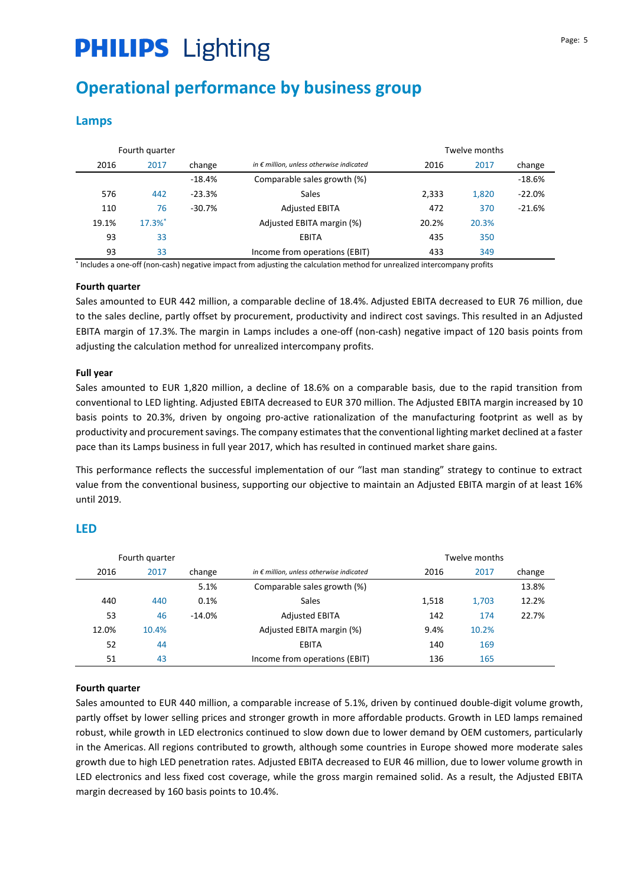# Operational performance by business group

## Lamps

| Fourth quarter | | | | Twelve months | | |
|---|---|---|---|---|---|---|
| 2016 | 2017 | change | *in € million, unless otherwise indicated* | 2016 | 2017 | change |
| | | -18.4% | Comparable sales growth (%) | | | -18.6% |
| 576 | 442 | -23.3% | Sales | 2,333 | 1,820 | -22.0% |
| 110 | 76 | -30.7% | Adjusted EBITA | 472 | 370 | -21.6% |
| 19.1% | 17.3%* | | Adjusted EBITA margin (%) | 20.2% | 20.3% | |
| 93 | 33 | | EBITA | 435 | 350 | |
| 93 | 33 | | Income from operations (EBIT) | 433 | 349 | |

* Includes a one-off (non-cash) negative impact from adjusting the calculation method for unrealized intercompany profits

**Fourth quarter**

Sales amounted to EUR 442 million, a comparable decline of 18.4%. Adjusted EBITA decreased to EUR 76 million, due to the sales decline, partly offset by procurement, productivity and indirect cost savings. This resulted in an Adjusted EBITA margin of 17.3%. The margin in Lamps includes a one-off (non-cash) negative impact of 120 basis points from adjusting the calculation method for unrealized intercompany profits.

**Full year**

Sales amounted to EUR 1,820 million, a decline of 18.6% on a comparable basis, due to the rapid transition from conventional to LED lighting. Adjusted EBITA decreased to EUR 370 million. The Adjusted EBITA margin increased by 10 basis points to 20.3%, driven by ongoing pro-active rationalization of the manufacturing footprint as well as by productivity and procurement savings. The company estimates that the conventional lighting market declined at a faster pace than its Lamps business in full year 2017, which has resulted in continued market share gains.

This performance reflects the successful implementation of our "last man standing" strategy to continue to extract value from the conventional business, supporting our objective to maintain an Adjusted EBITA margin of at least 16% until 2019.

## LED

| Fourth quarter | | | | Twelve months | | |
|---|---|---|---|---|---|---|
| 2016 | 2017 | change | *in € million, unless otherwise indicated* | 2016 | 2017 | change |
| | | 5.1% | Comparable sales growth (%) | | | 13.8% |
| 440 | 440 | 0.1% | Sales | 1,518 | 1,703 | 12.2% |
| 53 | 46 | -14.0% | Adjusted EBITA | 142 | 174 | 22.7% |
| 12.0% | 10.4% | | Adjusted EBITA margin (%) | 9.4% | 10.2% | |
| 52 | 44 | | EBITA | 140 | 169 | |
| 51 | 43 | | Income from operations (EBIT) | 136 | 165 | |

**Fourth quarter**

Sales amounted to EUR 440 million, a comparable increase of 5.1%, driven by continued double-digit volume growth, partly offset by lower selling prices and stronger growth in more affordable products. Growth in LED lamps remained robust, while growth in LED electronics continued to slow down due to lower demand by OEM customers, particularly in the Americas. All regions contributed to growth, although some countries in Europe showed more moderate sales growth due to high LED penetration rates. Adjusted EBITA decreased to EUR 46 million, due to lower volume growth in LED electronics and less fixed cost coverage, while the gross margin remained solid. As a result, the Adjusted EBITA margin decreased by 160 basis points to 10.4%.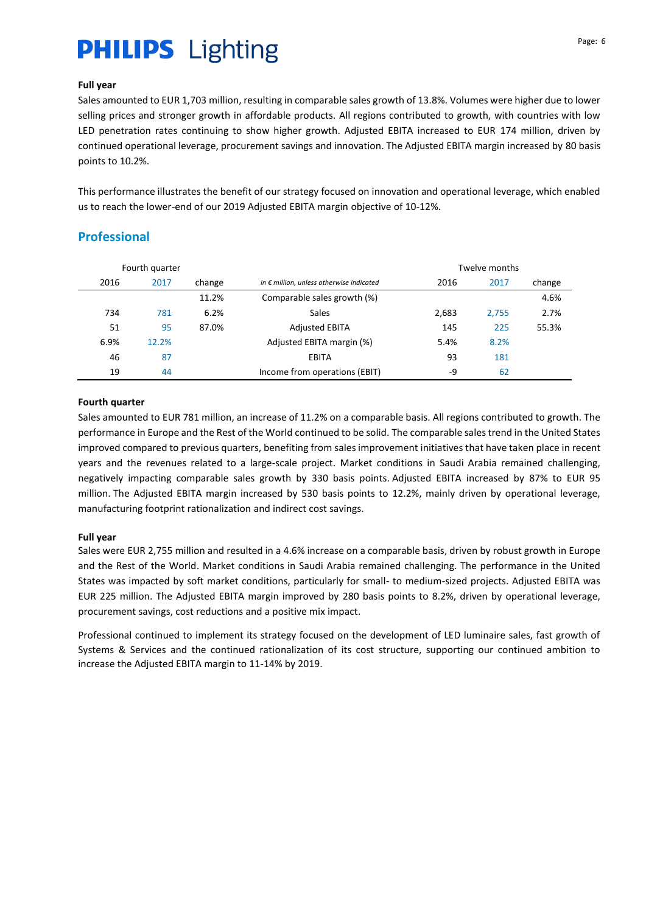**Full year**

Sales amounted to EUR 1,703 million, resulting in comparable sales growth of 13.8%. Volumes were higher due to lower selling prices and stronger growth in affordable products. All regions contributed to growth, with countries with low LED penetration rates continuing to show higher growth. Adjusted EBITA increased to EUR 174 million, driven by continued operational leverage, procurement savings and innovation. The Adjusted EBITA margin increased by 80 basis points to 10.2%.

This performance illustrates the benefit of our strategy focused on innovation and operational leverage, which enabled us to reach the lower-end of our 2019 Adjusted EBITA margin objective of 10-12%.

## Professional

| Fourth quarter | | | | Twelve months | | |
|---|---|---|---|---|---|---|
| 2016 | 2017 | change | *in € million, unless otherwise indicated* | 2016 | 2017 | change |
| | | 11.2% | Comparable sales growth (%) | | | 4.6% |
| 734 | 781 | 6.2% | Sales | 2,683 | 2,755 | 2.7% |
| 51 | 95 | 87.0% | Adjusted EBITA | 145 | 225 | 55.3% |
| 6.9% | 12.2% | | Adjusted EBITA margin (%) | 5.4% | 8.2% | |
| 46 | 87 | | EBITA | 93 | 181 | |
| 19 | 44 | | Income from operations (EBIT) | -9 | 62 | |

**Fourth quarter**

Sales amounted to EUR 781 million, an increase of 11.2% on a comparable basis. All regions contributed to growth. The performance in Europe and the Rest of the World continued to be solid. The comparable sales trend in the United States improved compared to previous quarters, benefiting from sales improvement initiatives that have taken place in recent years and the revenues related to a large-scale project. Market conditions in Saudi Arabia remained challenging, negatively impacting comparable sales growth by 330 basis points. Adjusted EBITA increased by 87% to EUR 95 million. The Adjusted EBITA margin increased by 530 basis points to 12.2%, mainly driven by operational leverage, manufacturing footprint rationalization and indirect cost savings.

**Full year**

Sales were EUR 2,755 million and resulted in a 4.6% increase on a comparable basis, driven by robust growth in Europe and the Rest of the World. Market conditions in Saudi Arabia remained challenging. The performance in the United States was impacted by soft market conditions, particularly for small- to medium-sized projects. Adjusted EBITA was EUR 225 million. The Adjusted EBITA margin improved by 280 basis points to 8.2%, driven by operational leverage, procurement savings, cost reductions and a positive mix impact.

Professional continued to implement its strategy focused on the development of LED luminaire sales, fast growth of Systems & Services and the continued rationalization of its cost structure, supporting our continued ambition to increase the Adjusted EBITA margin to 11-14% by 2019.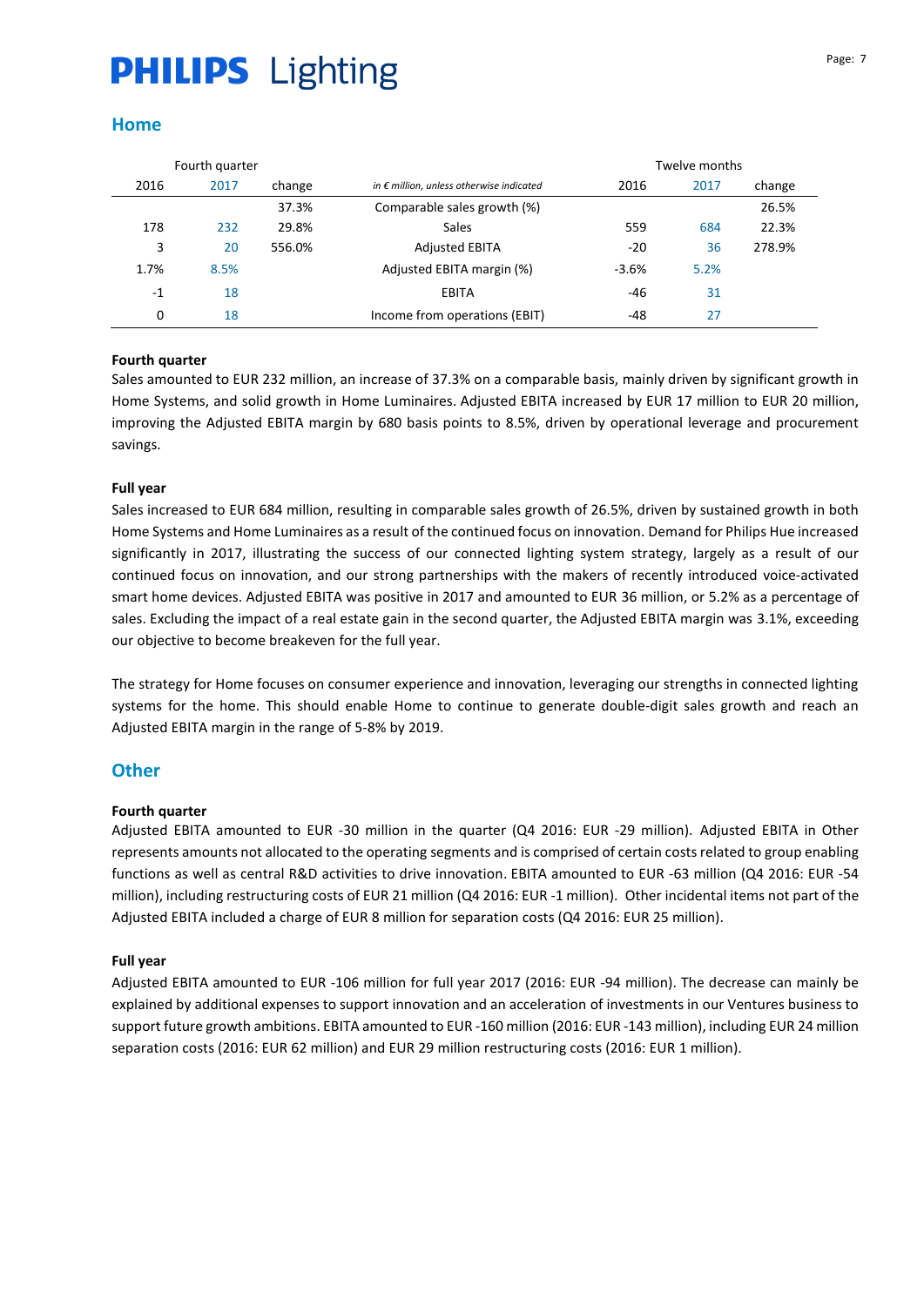## Home

| Fourth quarter | | | | Twelve months | | |
|---|---|---|---|---|---|---|
| 2016 | 2017 | change | *in € million, unless otherwise indicated* | 2016 | 2017 | change |
| | | 37.3% | Comparable sales growth (%) | | | 26.5% |
| 178 | 232 | 29.8% | Sales | 559 | 684 | 22.3% |
| 3 | 20 | 556.0% | Adjusted EBITA | -20 | 36 | 278.9% |
| 1.7% | 8.5% | | Adjusted EBITA margin (%) | -3.6% | 5.2% | |
| -1 | 18 | | EBITA | -46 | 31 | |
| 0 | 18 | | Income from operations (EBIT) | -48 | 27 | |

**Fourth quarter**

Sales amounted to EUR 232 million, an increase of 37.3% on a comparable basis, mainly driven by significant growth in Home Systems, and solid growth in Home Luminaires. Adjusted EBITA increased by EUR 17 million to EUR 20 million, improving the Adjusted EBITA margin by 680 basis points to 8.5%, driven by operational leverage and procurement savings.

**Full year**

Sales increased to EUR 684 million, resulting in comparable sales growth of 26.5%, driven by sustained growth in both Home Systems and Home Luminaires as a result of the continued focus on innovation. Demand for Philips Hue increased significantly in 2017, illustrating the success of our connected lighting system strategy, largely as a result of our continued focus on innovation, and our strong partnerships with the makers of recently introduced voice-activated smart home devices. Adjusted EBITA was positive in 2017 and amounted to EUR 36 million, or 5.2% as a percentage of sales. Excluding the impact of a real estate gain in the second quarter, the Adjusted EBITA margin was 3.1%, exceeding our objective to become breakeven for the full year.

The strategy for Home focuses on consumer experience and innovation, leveraging our strengths in connected lighting systems for the home. This should enable Home to continue to generate double-digit sales growth and reach an Adjusted EBITA margin in the range of 5-8% by 2019.

## Other

**Fourth quarter**

Adjusted EBITA amounted to EUR -30 million in the quarter (Q4 2016: EUR -29 million). Adjusted EBITA in Other represents amounts not allocated to the operating segments and is comprised of certain costs related to group enabling functions as well as central R&D activities to drive innovation. EBITA amounted to EUR -63 million (Q4 2016: EUR -54 million), including restructuring costs of EUR 21 million (Q4 2016: EUR -1 million). Other incidental items not part of the Adjusted EBITA included a charge of EUR 8 million for separation costs (Q4 2016: EUR 25 million).

**Full year**

Adjusted EBITA amounted to EUR -106 million for full year 2017 (2016: EUR -94 million). The decrease can mainly be explained by additional expenses to support innovation and an acceleration of investments in our Ventures business to support future growth ambitions. EBITA amounted to EUR -160 million (2016: EUR -143 million), including EUR 24 million separation costs (2016: EUR 62 million) and EUR 29 million restructuring costs (2016: EUR 1 million).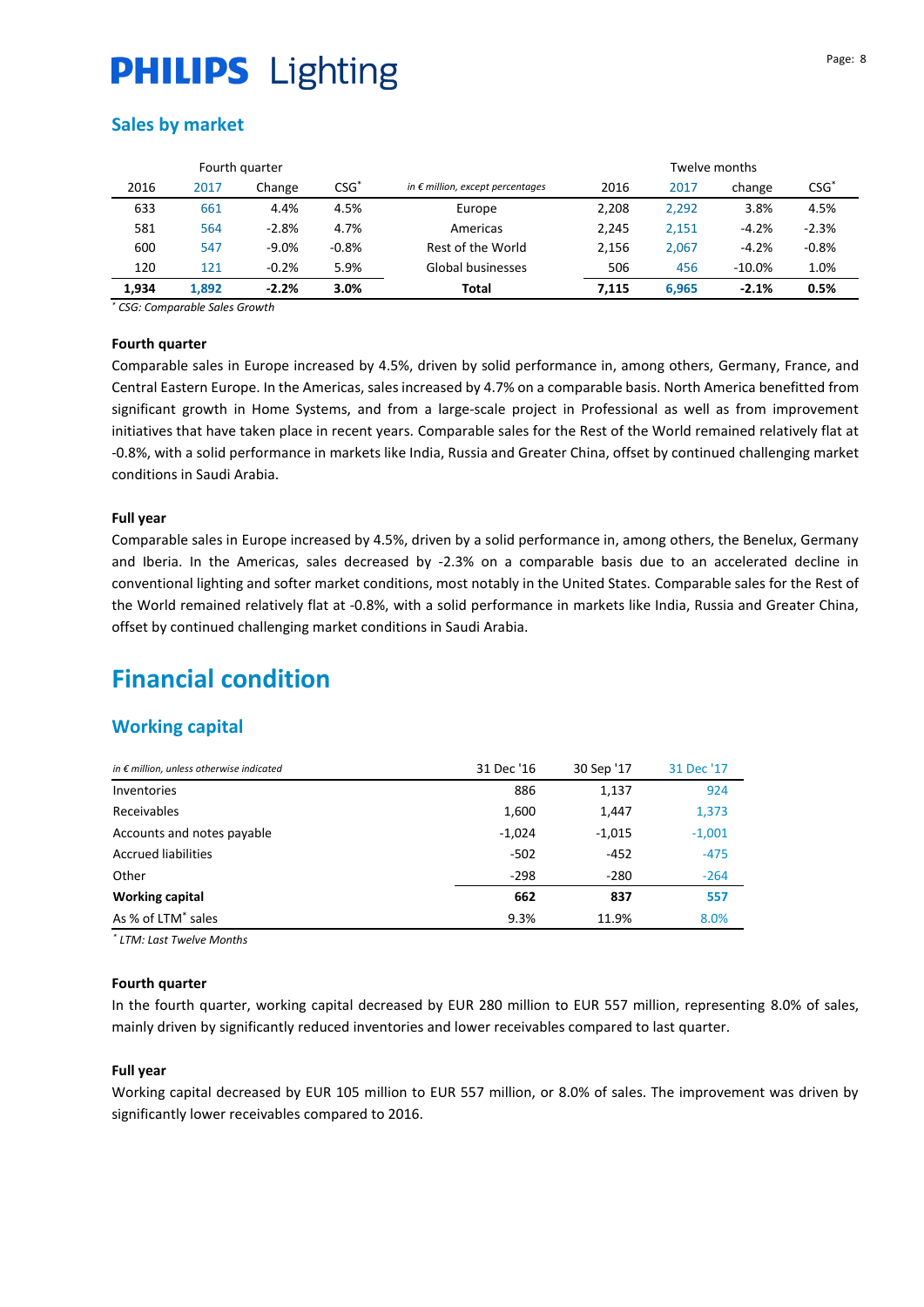## Sales by market

| Fourth quarter | | | | | Twelve months | | | |
|---|---|---|---|---|---|---|---|---|
| 2016 | 2017 | Change | CSG* | *in € million, except percentages* | 2016 | 2017 | change | CSG* |
| 633 | 661 | 4.4% | 4.5% | Europe | 2,208 | 2,292 | 3.8% | 4.5% |
| 581 | 564 | -2.8% | 4.7% | Americas | 2,245 | 2,151 | -4.2% | -2.3% |
| 600 | 547 | -9.0% | -0.8% | Rest of the World | 2,156 | 2,067 | -4.2% | -0.8% |
| 120 | 121 | -0.2% | 5.9% | Global businesses | 506 | 456 | -10.0% | 1.0% |
| **1,934** | **1,892** | **-2.2%** | **3.0%** | **Total** | **7,115** | **6,965** | **-2.1%** | **0.5%** |

*\* CSG: Comparable Sales Growth*

**Fourth quarter**

Comparable sales in Europe increased by 4.5%, driven by solid performance in, among others, Germany, France, and Central Eastern Europe. In the Americas, sales increased by 4.7% on a comparable basis. North America benefitted from significant growth in Home Systems, and from a large-scale project in Professional as well as from improvement initiatives that have taken place in recent years. Comparable sales for the Rest of the World remained relatively flat at -0.8%, with a solid performance in markets like India, Russia and Greater China, offset by continued challenging market conditions in Saudi Arabia.

**Full year**

Comparable sales in Europe increased by 4.5%, driven by a solid performance in, among others, the Benelux, Germany and Iberia. In the Americas, sales decreased by -2.3% on a comparable basis due to an accelerated decline in conventional lighting and softer market conditions, most notably in the United States. Comparable sales for the Rest of the World remained relatively flat at -0.8%, with a solid performance in markets like India, Russia and Greater China, offset by continued challenging market conditions in Saudi Arabia.

# Financial condition

## Working capital

| *in € million, unless otherwise indicated* | 31 Dec '16 | 30 Sep '17 | 31 Dec '17 |
|---|---|---|---|
| Inventories | 886 | 1,137 | 924 |
| Receivables | 1,600 | 1,447 | 1,373 |
| Accounts and notes payable | -1,024 | -1,015 | -1,001 |
| Accrued liabilities | -502 | -452 | -475 |
| Other | -298 | -280 | -264 |
| **Working capital** | **662** | **837** | **557** |
| As % of LTM* sales | 9.3% | 11.9% | 8.0% |

*\* LTM: Last Twelve Months*

**Fourth quarter**

In the fourth quarter, working capital decreased by EUR 280 million to EUR 557 million, representing 8.0% of sales, mainly driven by significantly reduced inventories and lower receivables compared to last quarter.

**Full year**

Working capital decreased by EUR 105 million to EUR 557 million, or 8.0% of sales. The improvement was driven by significantly lower receivables compared to 2016.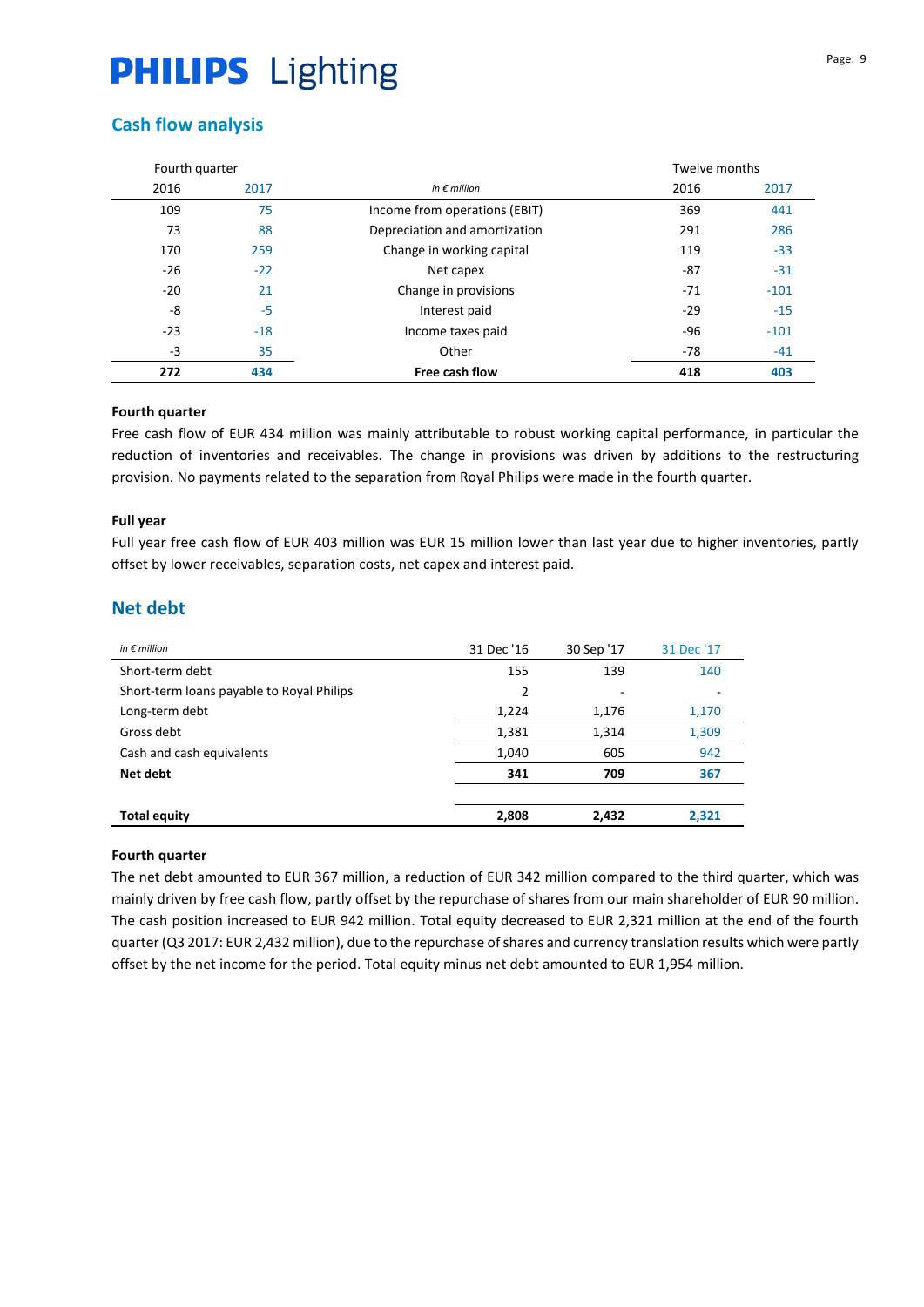## Cash flow analysis

| Fourth quarter | | in € million | Twelve months | |
|---|---|---|---|---|
| 2016 | 2017 | | 2016 | 2017 |
| 109 | 75 | Income from operations (EBIT) | 369 | 441 |
| 73 | 88 | Depreciation and amortization | 291 | 286 |
| 170 | 259 | Change in working capital | 119 | -33 |
| -26 | -22 | Net capex | -87 | -31 |
| -20 | 21 | Change in provisions | -71 | -101 |
| -8 | -5 | Interest paid | -29 | -15 |
| -23 | -18 | Income taxes paid | -96 | -101 |
| -3 | 35 | Other | -78 | -41 |
| **272** | **434** | **Free cash flow** | **418** | **403** |

**Fourth quarter**

Free cash flow of EUR 434 million was mainly attributable to robust working capital performance, in particular the reduction of inventories and receivables. The change in provisions was driven by additions to the restructuring provision. No payments related to the separation from Royal Philips were made in the fourth quarter.

**Full year**

Full year free cash flow of EUR 403 million was EUR 15 million lower than last year due to higher inventories, partly offset by lower receivables, separation costs, net capex and interest paid.

## Net debt

| *in € million* | 31 Dec '16 | 30 Sep '17 | 31 Dec '17 |
|---|---|---|---|
| Short-term debt | 155 | 139 | 140 |
| Short-term loans payable to Royal Philips | 2 | - | - |
| Long-term debt | 1,224 | 1,176 | 1,170 |
| Gross debt | 1,381 | 1,314 | 1,309 |
| Cash and cash equivalents | 1,040 | 605 | 942 |
| **Net debt** | **341** | **709** | **367** |
| | | | |
| **Total equity** | **2,808** | **2,432** | **2,321** |

**Fourth quarter**

The net debt amounted to EUR 367 million, a reduction of EUR 342 million compared to the third quarter, which was mainly driven by free cash flow, partly offset by the repurchase of shares from our main shareholder of EUR 90 million. The cash position increased to EUR 942 million. Total equity decreased to EUR 2,321 million at the end of the fourth quarter (Q3 2017: EUR 2,432 million), due to the repurchase of shares and currency translation results which were partly offset by the net income for the period. Total equity minus net debt amounted to EUR 1,954 million.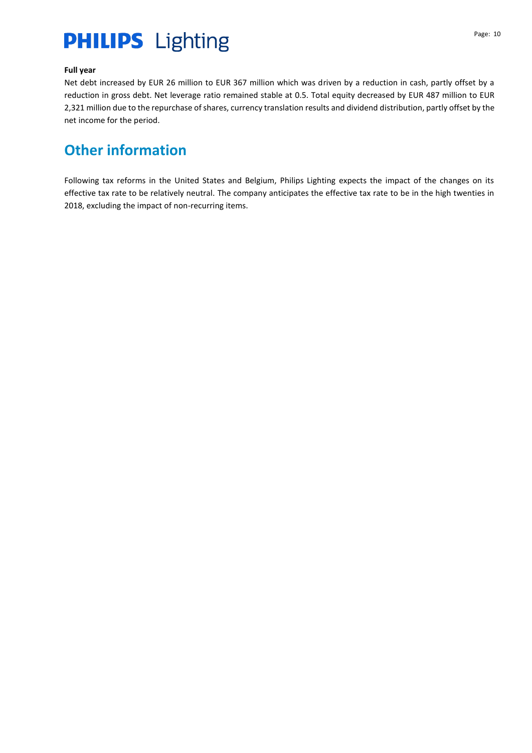**Full year**

Net debt increased by EUR 26 million to EUR 367 million which was driven by a reduction in cash, partly offset by a reduction in gross debt. Net leverage ratio remained stable at 0.5. Total equity decreased by EUR 487 million to EUR 2,321 million due to the repurchase of shares, currency translation results and dividend distribution, partly offset by the net income for the period.

## Other information

Following tax reforms in the United States and Belgium, Philips Lighting expects the impact of the changes on its effective tax rate to be relatively neutral. The company anticipates the effective tax rate to be in the high twenties in 2018, excluding the impact of non-recurring items.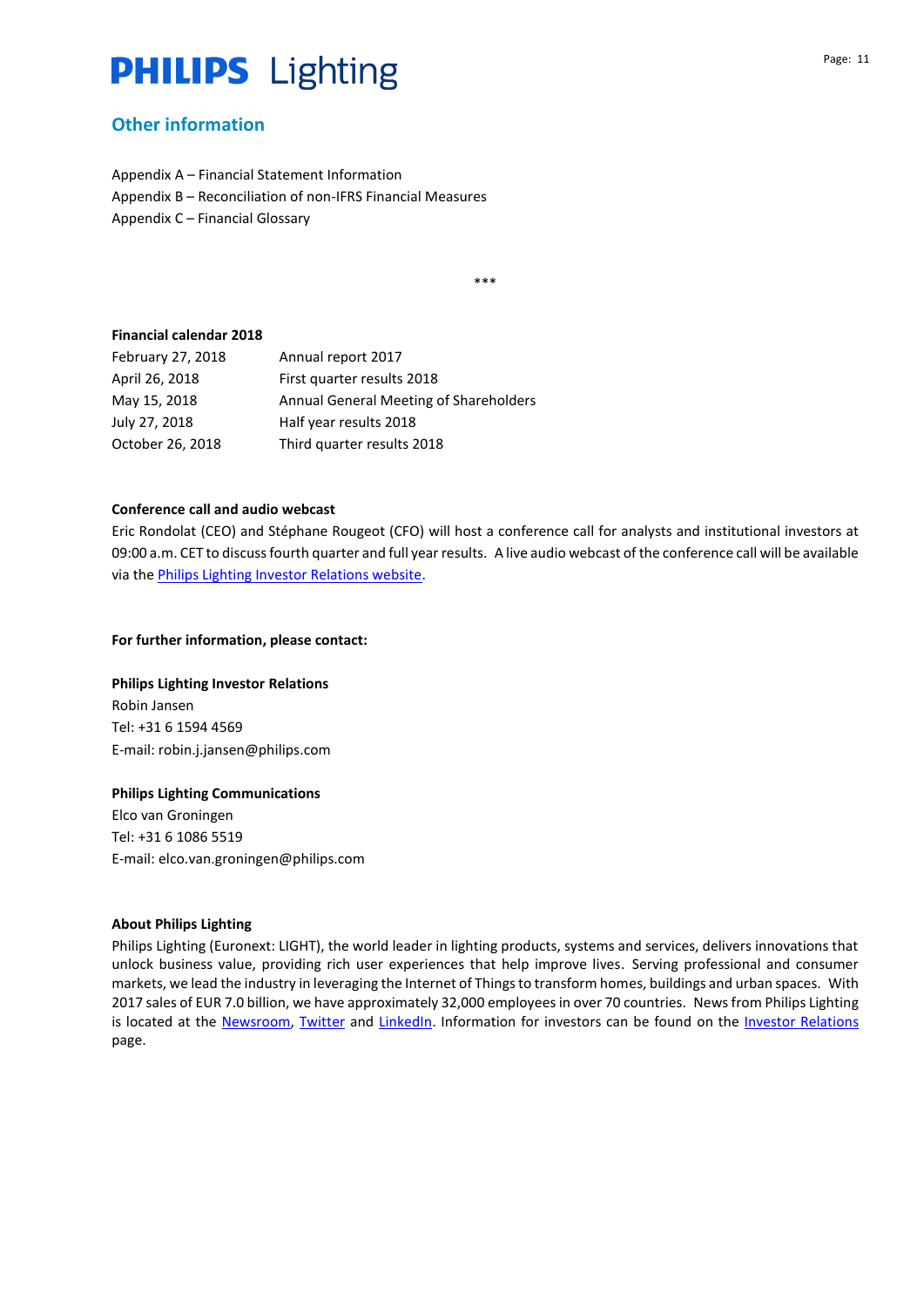## Other information

Appendix A – Financial Statement Information
Appendix B – Reconciliation of non-IFRS Financial Measures
Appendix C – Financial Glossary

***

**Financial calendar 2018**

| | |
|---|---|
| February 27, 2018 | Annual report 2017 |
| April 26, 2018 | First quarter results 2018 |
| May 15, 2018 | Annual General Meeting of Shareholders |
| July 27, 2018 | Half year results 2018 |
| October 26, 2018 | Third quarter results 2018 |

**Conference call and audio webcast**

Eric Rondolat (CEO) and Stéphane Rougeot (CFO) will host a conference call for analysts and institutional investors at 09:00 a.m. CET to discuss fourth quarter and full year results. A live audio webcast of the conference call will be available via the Philips Lighting Investor Relations website.

**For further information, please contact:**

**Philips Lighting Investor Relations**
Robin Jansen
Tel: +31 6 1594 4569
E-mail: robin.j.jansen@philips.com

**Philips Lighting Communications**
Elco van Groningen
Tel: +31 6 1086 5519
E-mail: elco.van.groningen@philips.com

**About Philips Lighting**

Philips Lighting (Euronext: LIGHT), the world leader in lighting products, systems and services, delivers innovations that unlock business value, providing rich user experiences that help improve lives. Serving professional and consumer markets, we lead the industry in leveraging the Internet of Things to transform homes, buildings and urban spaces. With 2017 sales of EUR 7.0 billion, we have approximately 32,000 employees in over 70 countries. News from Philips Lighting is located at the Newsroom, Twitter and LinkedIn. Information for investors can be found on the Investor Relations page.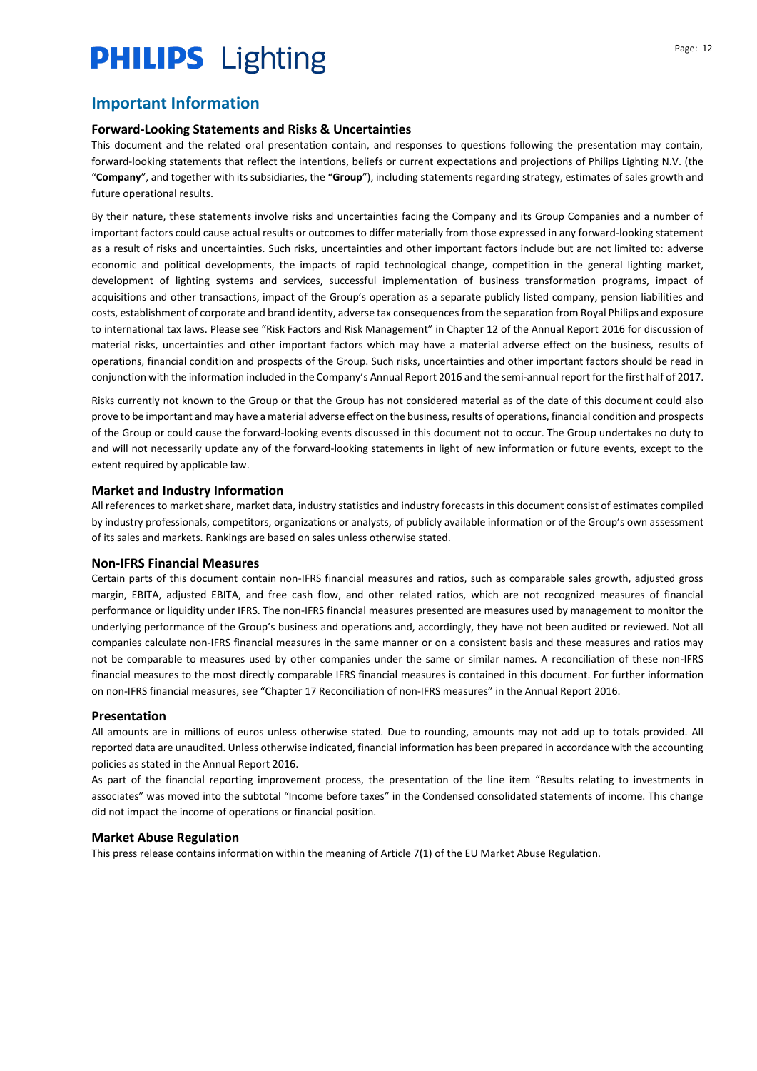## Important Information

### Forward-Looking Statements and Risks & Uncertainties

This document and the related oral presentation contain, and responses to questions following the presentation may contain, forward-looking statements that reflect the intentions, beliefs or current expectations and projections of Philips Lighting N.V. (the "**Company**", and together with its subsidiaries, the "**Group**"), including statements regarding strategy, estimates of sales growth and future operational results.

By their nature, these statements involve risks and uncertainties facing the Company and its Group Companies and a number of important factors could cause actual results or outcomes to differ materially from those expressed in any forward-looking statement as a result of risks and uncertainties. Such risks, uncertainties and other important factors include but are not limited to: adverse economic and political developments, the impacts of rapid technological change, competition in the general lighting market, development of lighting systems and services, successful implementation of business transformation programs, impact of acquisitions and other transactions, impact of the Group's operation as a separate publicly listed company, pension liabilities and costs, establishment of corporate and brand identity, adverse tax consequences from the separation from Royal Philips and exposure to international tax laws. Please see "Risk Factors and Risk Management" in Chapter 12 of the Annual Report 2016 for discussion of material risks, uncertainties and other important factors which may have a material adverse effect on the business, results of operations, financial condition and prospects of the Group. Such risks, uncertainties and other important factors should be read in conjunction with the information included in the Company's Annual Report 2016 and the semi-annual report for the first half of 2017.

Risks currently not known to the Group or that the Group has not considered material as of the date of this document could also prove to be important and may have a material adverse effect on the business, results of operations, financial condition and prospects of the Group or could cause the forward-looking events discussed in this document not to occur. The Group undertakes no duty to and will not necessarily update any of the forward-looking statements in light of new information or future events, except to the extent required by applicable law.

### Market and Industry Information

All references to market share, market data, industry statistics and industry forecasts in this document consist of estimates compiled by industry professionals, competitors, organizations or analysts, of publicly available information or of the Group's own assessment of its sales and markets. Rankings are based on sales unless otherwise stated.

### Non-IFRS Financial Measures

Certain parts of this document contain non-IFRS financial measures and ratios, such as comparable sales growth, adjusted gross margin, EBITA, adjusted EBITA, and free cash flow, and other related ratios, which are not recognized measures of financial performance or liquidity under IFRS. The non-IFRS financial measures presented are measures used by management to monitor the underlying performance of the Group's business and operations and, accordingly, they have not been audited or reviewed. Not all companies calculate non-IFRS financial measures in the same manner or on a consistent basis and these measures and ratios may not be comparable to measures used by other companies under the same or similar names. A reconciliation of these non-IFRS financial measures to the most directly comparable IFRS financial measures is contained in this document. For further information on non-IFRS financial measures, see "Chapter 17 Reconciliation of non-IFRS measures" in the Annual Report 2016.

### Presentation

All amounts are in millions of euros unless otherwise stated. Due to rounding, amounts may not add up to totals provided. All reported data are unaudited. Unless otherwise indicated, financial information has been prepared in accordance with the accounting policies as stated in the Annual Report 2016.

As part of the financial reporting improvement process, the presentation of the line item "Results relating to investments in associates" was moved into the subtotal "Income before taxes" in the Condensed consolidated statements of income. This change did not impact the income of operations or financial position.

### Market Abuse Regulation

This press release contains information within the meaning of Article 7(1) of the EU Market Abuse Regulation.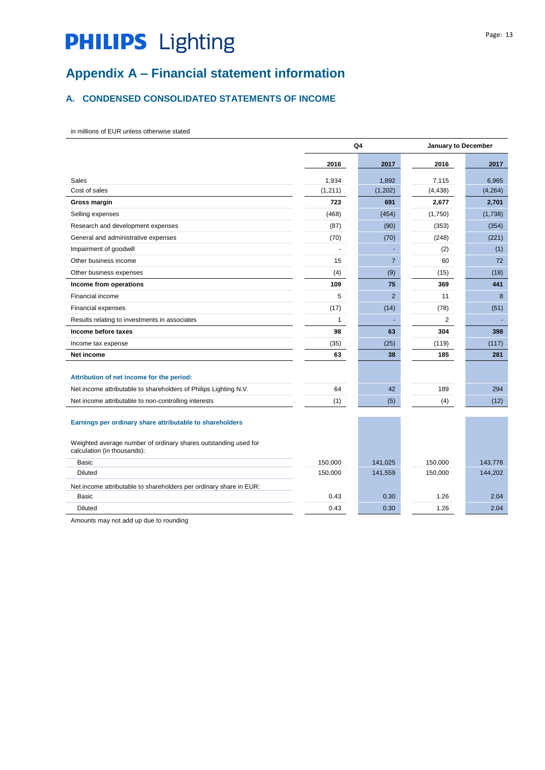# Appendix A – Financial statement information

## A. CONDENSED CONSOLIDATED STATEMENTS OF INCOME

in millions of EUR unless otherwise stated

| | Q4 | | January to December | |
|---|---|---|---|---|
| | 2016 | 2017 | 2016 | 2017 |
| Sales | 1,934 | 1,892 | 7,115 | 6,965 |
| Cost of sales | (1,211) | (1,202) | (4,438) | (4,264) |
| **Gross margin** | **723** | **691** | **2,677** | **2,701** |
| Selling expenses | (468) | (454) | (1,750) | (1,738) |
| Research and development expenses | (87) | (90) | (353) | (354) |
| General and administrative expenses | (70) | (70) | (248) | (221) |
| Impairment of goodwill | - | - | (2) | (1) |
| Other business income | 15 | 7 | 60 | 72 |
| Other business expenses | (4) | (9) | (15) | (18) |
| **Income from operations** | **109** | **75** | **369** | **441** |
| Financial income | 5 | 2 | 11 | 8 |
| Financial expenses | (17) | (14) | (78) | (51) |
| Results relating to investments in associates | 1 | - | 2 | - |
| **Income before taxes** | **98** | **63** | **304** | **398** |
| Income tax expense | (35) | (25) | (119) | (117) |
| **Net income** | **63** | **38** | **185** | **281** |
| | | | | |
| **Attribution of net income for the period:** | | | | |
| Net income attributable to shareholders of Philips Lighting N.V. | 64 | 42 | 189 | 294 |
| Net income attributable to non-controlling interests | (1) | (5) | (4) | (12) |
| | | | | |
| **Earnings per ordinary share attributable to shareholders** | | | | |
| Weighted average number of ordinary shares outstanding used for calculation (in thousands): | | | | |
| Basic | 150,000 | 141,025 | 150,000 | 143,778 |
| Diluted | 150,000 | 141,559 | 150,000 | 144,202 |
| Net income attributable to shareholders per ordinary share in EUR: | | | | |
| Basic | 0.43 | 0.30 | 1.26 | 2.04 |
| Diluted | 0.43 | 0.30 | 1.26 | 2.04 |

Amounts may not add up due to rounding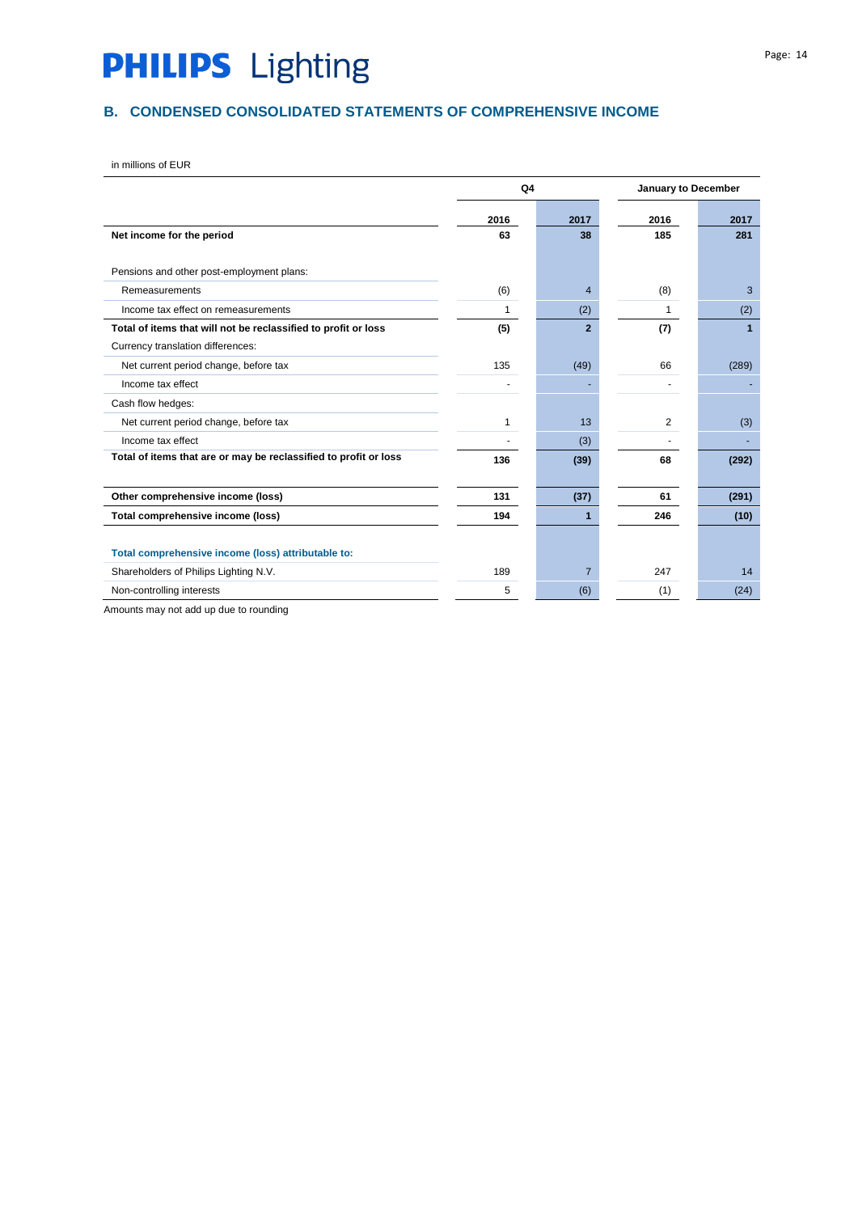## B. CONDENSED CONSOLIDATED STATEMENTS OF COMPREHENSIVE INCOME

in millions of EUR

| | Q4 | | January to December | |
|---|---|---|---|---|
| | 2016 | 2017 | 2016 | 2017 |
| **Net income for the period** | **63** | **38** | **185** | **281** |
| | | | | |
| Pensions and other post-employment plans: | | | | |
| Remeasurements | (6) | 4 | (8) | 3 |
| Income tax effect on remeasurements | 1 | (2) | 1 | (2) |
| **Total of items that will not be reclassified to profit or loss** | **(5)** | **2** | **(7)** | **1** |
| Currency translation differences: | | | | |
| Net current period change, before tax | 135 | (49) | 66 | (289) |
| Income tax effect | - | - | - | - |
| Cash flow hedges: | | | | |
| Net current period change, before tax | 1 | 13 | 2 | (3) |
| Income tax effect | - | (3) | - | - |
| **Total of items that are or may be reclassified to profit or loss** | **136** | **(39)** | **68** | **(292)** |
| | | | | |
| **Other comprehensive income (loss)** | **131** | **(37)** | **61** | **(291)** |
| **Total comprehensive income (loss)** | **194** | **1** | **246** | **(10)** |
| | | | | |
| **Total comprehensive income (loss) attributable to:** | | | | |
| Shareholders of Philips Lighting N.V. | 189 | 7 | 247 | 14 |
| Non-controlling interests | 5 | (6) | (1) | (24) |

Amounts may not add up due to rounding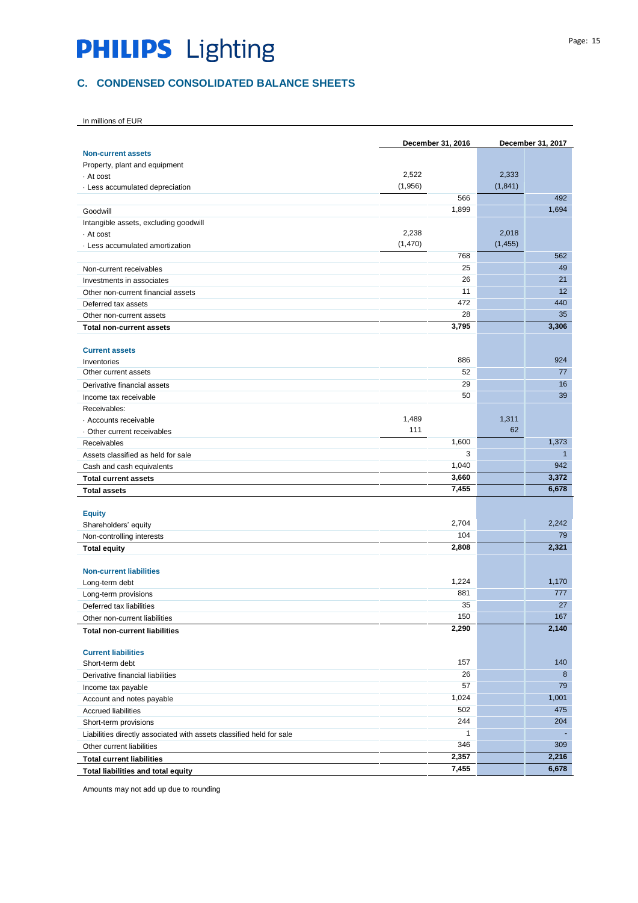# PHILIPS Lighting

## C. CONDENSED CONSOLIDATED BALANCE SHEETS

In millions of EUR

| | December 31, 2016 | | December 31, 2017 | |
|---|---|---|---|---|
| **Non-current assets** | | | | |
| Property, plant and equipment | | | | |
| · At cost | 2,522 | | 2,333 | |
| · Less accumulated depreciation | (1,956) | | (1,841) | |
| | | 566 | | 492 |
| Goodwill | | 1,899 | | 1,694 |
| Intangible assets, excluding goodwill | | | | |
| · At cost | 2,238 | | 2,018 | |
| · Less accumulated amortization | (1,470) | | (1,455) | |
| | | 768 | | 562 |
| Non-current receivables | | 25 | | 49 |
| Investments in associates | | 26 | | 21 |
| Other non-current financial assets | | 11 | | 12 |
| Deferred tax assets | | 472 | | 440 |
| Other non-current assets | | 28 | | 35 |
| **Total non-current assets** | | **3,795** | | **3,306** |
| | | | | |
| **Current assets** | | | | |
| Inventories | | 886 | | 924 |
| Other current assets | | 52 | | 77 |
| Derivative financial assets | | 29 | | 16 |
| Income tax receivable | | 50 | | 39 |
| Receivables: | | | | |
| · Accounts receivable | 1,489 | | 1,311 | |
| · Other current receivables | 111 | | 62 | |
| Receivables | | 1,600 | | 1,373 |
| Assets classified as held for sale | | 3 | | 1 |
| Cash and cash equivalents | | 1,040 | | 942 |
| **Total current assets** | | **3,660** | | **3,372** |
| **Total assets** | | **7,455** | | **6,678** |
| | | | | |
| **Equity** | | | | |
| Shareholders' equity | | 2,704 | | 2,242 |
| Non-controlling interests | | 104 | | 79 |
| **Total equity** | | **2,808** | | **2,321** |
| | | | | |
| **Non-current liabilities** | | | | |
| Long-term debt | | 1,224 | | 1,170 |
| Long-term provisions | | 881 | | 777 |
| Deferred tax liabilities | | 35 | | 27 |
| Other non-current liabilities | | 150 | | 167 |
| **Total non-current liabilities** | | **2,290** | | **2,140** |
| | | | | |
| **Current liabilities** | | | | |
| Short-term debt | | 157 | | 140 |
| Derivative financial liabilities | | 26 | | 8 |
| Income tax payable | | 57 | | 79 |
| Account and notes payable | | 1,024 | | 1,001 |
| Accrued liabilities | | 502 | | 475 |
| Short-term provisions | | 244 | | 204 |
| Liabilities directly associated with assets classified held for sale | | 1 | | - |
| Other current liabilities | | 346 | | 309 |
| **Total current liabilities** | | **2,357** | | **2,216** |
| **Total liabilities and total equity** | | **7,455** | | **6,678** |

Amounts may not add up due to rounding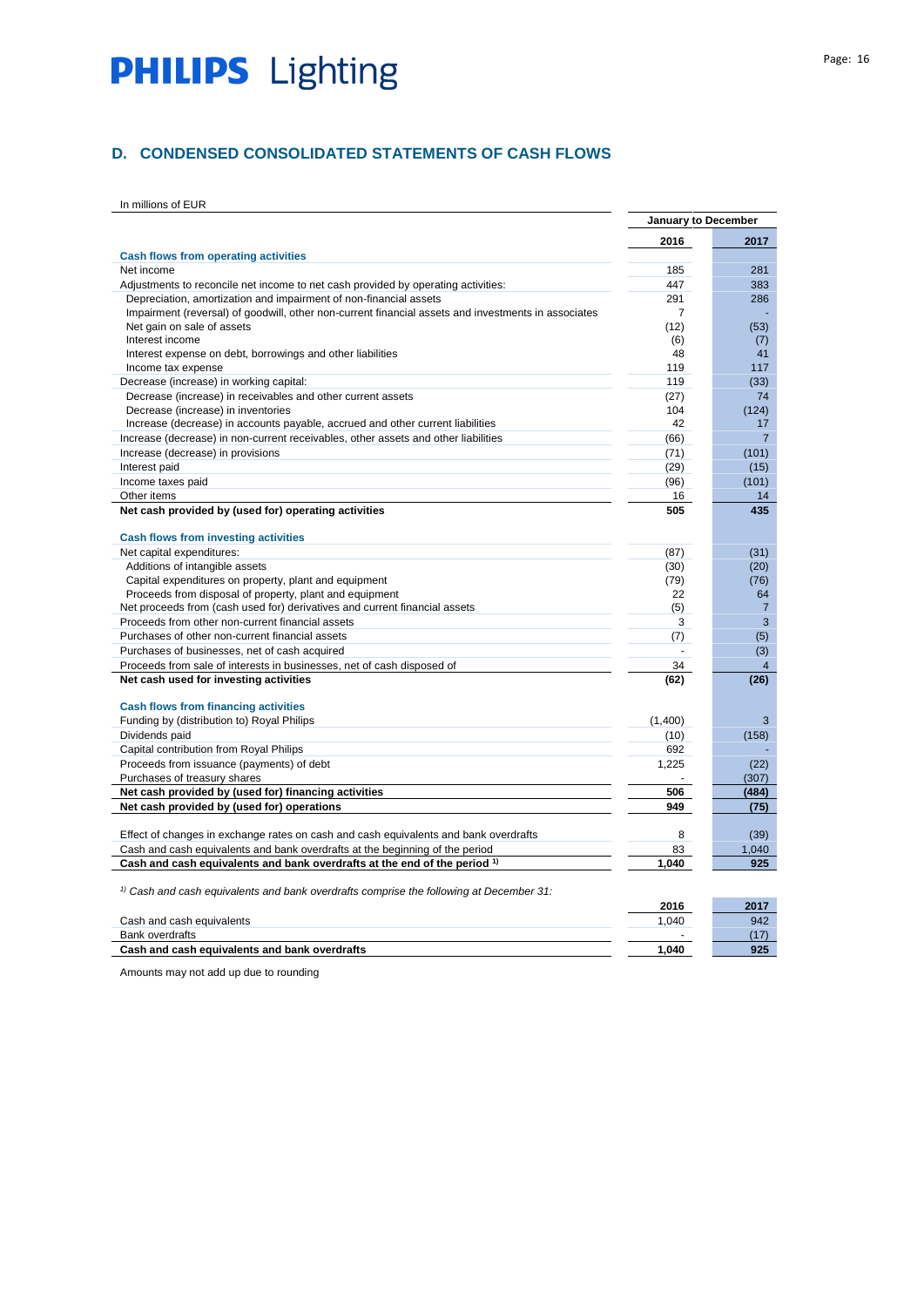# PHILIPS Lighting

## D. CONDENSED CONSOLIDATED STATEMENTS OF CASH FLOWS

In millions of EUR

| | January to December | |
|---|---|---|
| | 2016 | 2017 |
| **Cash flows from operating activities** | | |
| Net income | 185 | 281 |
| Adjustments to reconcile net income to net cash provided by operating activities: | 447 | 383 |
| Depreciation, amortization and impairment of non-financial assets | 291 | 286 |
| Impairment (reversal) of goodwill, other non-current financial assets and investments in associates | 7 | - |
| Net gain on sale of assets | (12) | (53) |
| Interest income | (6) | (7) |
| Interest expense on debt, borrowings and other liabilities | 48 | 41 |
| Income tax expense | 119 | 117 |
| Decrease (increase) in working capital: | 119 | (33) |
| Decrease (increase) in receivables and other current assets | (27) | 74 |
| Decrease (increase) in inventories | 104 | (124) |
| Increase (decrease) in accounts payable, accrued and other current liabilities | 42 | 17 |
| Increase (decrease) in non-current receivables, other assets and other liabilities | (66) | 7 |
| Increase (decrease) in provisions | (71) | (101) |
| Interest paid | (29) | (15) |
| Income taxes paid | (96) | (101) |
| Other items | 16 | 14 |
| **Net cash provided by (used for) operating activities** | **505** | **435** |
| **Cash flows from investing activities** | | |
| Net capital expenditures: | (87) | (31) |
| Additions of intangible assets | (30) | (20) |
| Capital expenditures on property, plant and equipment | (79) | (76) |
| Proceeds from disposal of property, plant and equipment | 22 | 64 |
| Net proceeds from (cash used for) derivatives and current financial assets | (5) | 7 |
| Proceeds from other non-current financial assets | 3 | 3 |
| Purchases of other non-current financial assets | (7) | (5) |
| Purchases of businesses, net of cash acquired | - | (3) |
| Proceeds from sale of interests in businesses, net of cash disposed of | 34 | 4 |
| **Net cash used for investing activities** | **(62)** | **(26)** |
| **Cash flows from financing activities** | | |
| Funding by (distribution to) Royal Philips | (1,400) | 3 |
| Dividends paid | (10) | (158) |
| Capital contribution from Royal Philips | 692 | - |
| Proceeds from issuance (payments) of debt | 1,225 | (22) |
| Purchases of treasury shares | - | (307) |
| **Net cash provided by (used for) financing activities** | **506** | **(484)** |
| **Net cash provided by (used for) operations** | **949** | **(75)** |
| Effect of changes in exchange rates on cash and cash equivalents and bank overdrafts | 8 | (39) |
| Cash and cash equivalents and bank overdrafts at the beginning of the period | 83 | 1,040 |
| **Cash and cash equivalents and bank overdrafts at the end of the period [1]** | **1,040** | **925** |

[1] *Cash and cash equivalents and bank overdrafts comprise the following at December 31:*

| | 2016 | 2017 |
|---|---|---|
| Cash and cash equivalents | 1,040 | 942 |
| Bank overdrafts | - | (17) |
| **Cash and cash equivalents and bank overdrafts** | **1,040** | **925** |

Amounts may not add up due to rounding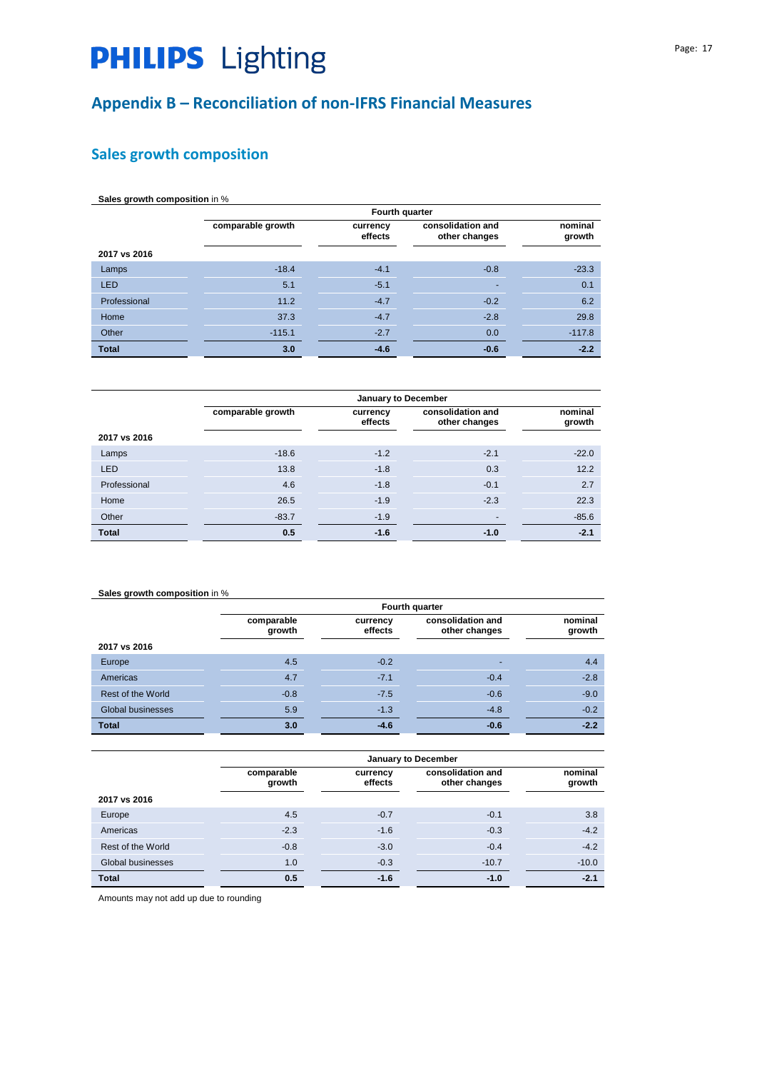# PHILIPS Lighting

## Appendix B – Reconciliation of non-IFRS Financial Measures

### Sales growth composition

**Sales growth composition** in %

| | Fourth quarter | | | |
|---|---|---|---|---|
| | comparable growth | currency effects | consolidation and other changes | nominal growth |
| **2017 vs 2016** | | | | |
| Lamps | -18.4 | -4.1 | -0.8 | -23.3 |
| LED | 5.1 | -5.1 | - | 0.1 |
| Professional | 11.2 | -4.7 | -0.2 | 6.2 |
| Home | 37.3 | -4.7 | -2.8 | 29.8 |
| Other | -115.1 | -2.7 | 0.0 | -117.8 |
| **Total** | **3.0** | **-4.6** | **-0.6** | **-2.2** |

| | January to December | | | |
|---|---|---|---|---|
| | comparable growth | currency effects | consolidation and other changes | nominal growth |
| **2017 vs 2016** | | | | |
| Lamps | -18.6 | -1.2 | -2.1 | -22.0 |
| LED | 13.8 | -1.8 | 0.3 | 12.2 |
| Professional | 4.6 | -1.8 | -0.1 | 2.7 |
| Home | 26.5 | -1.9 | -2.3 | 22.3 |
| Other | -83.7 | -1.9 | - | -85.6 |
| **Total** | **0.5** | **-1.6** | **-1.0** | **-2.1** |

**Sales growth composition** in %

| | Fourth quarter | | | |
|---|---|---|---|---|
| | comparable growth | currency effects | consolidation and other changes | nominal growth |
| **2017 vs 2016** | | | | |
| Europe | 4.5 | -0.2 | - | 4.4 |
| Americas | 4.7 | -7.1 | -0.4 | -2.8 |
| Rest of the World | -0.8 | -7.5 | -0.6 | -9.0 |
| Global businesses | 5.9 | -1.3 | -4.8 | -0.2 |
| **Total** | **3.0** | **-4.6** | **-0.6** | **-2.2** |

| | January to December | | | |
|---|---|---|---|---|
| | comparable growth | currency effects | consolidation and other changes | nominal growth |
| **2017 vs 2016** | | | | |
| Europe | 4.5 | -0.7 | -0.1 | 3.8 |
| Americas | -2.3 | -1.6 | -0.3 | -4.2 |
| Rest of the World | -0.8 | -3.0 | -0.4 | -4.2 |
| Global businesses | 1.0 | -0.3 | -10.7 | -10.0 |
| **Total** | **0.5** | **-1.6** | **-1.0** | **-2.1** |

Amounts may not add up due to rounding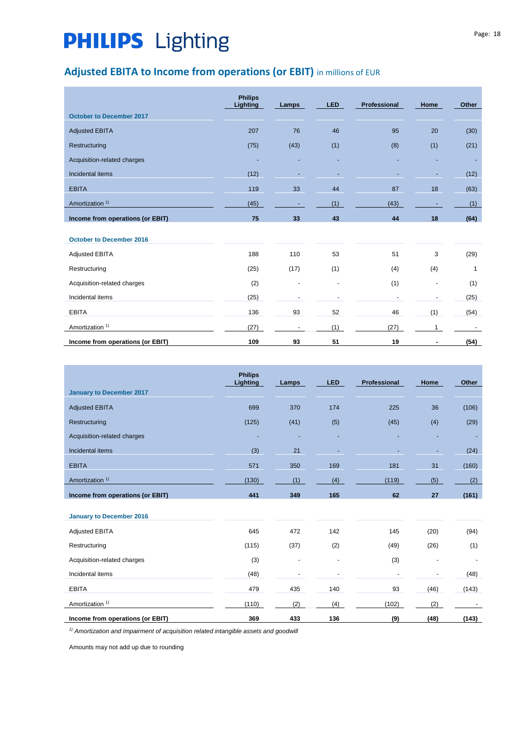# PHILIPS Lighting

## Adjusted EBITA to Income from operations (or EBIT) in millions of EUR

| | Philips Lighting | Lamps | LED | Professional | Home | Other |
|---|---|---|---|---|---|---|
| **October to December 2017** | | | | | | |
| Adjusted EBITA | 207 | 76 | 46 | 95 | 20 | (30) |
| Restructuring | (75) | (43) | (1) | (8) | (1) | (21) |
| Acquisition-related charges | - | - | - | - | - | - |
| Incidental items | (12) | - | - | - | - | (12) |
| EBITA | 119 | 33 | 44 | 87 | 18 | (63) |
| Amortization [1] | (45) | - | (1) | (43) | - | (1) |
| **Income from operations (or EBIT)** | **75** | **33** | **43** | **44** | **18** | **(64)** |
| **October to December 2016** | | | | | | |
| Adjusted EBITA | 188 | 110 | 53 | 51 | 3 | (29) |
| Restructuring | (25) | (17) | (1) | (4) | (4) | 1 |
| Acquisition-related charges | (2) | - | - | (1) | - | (1) |
| Incidental items | (25) | - | - | - | - | (25) |
| EBITA | 136 | 93 | 52 | 46 | (1) | (54) |
| Amortization [1] | (27) | - | (1) | (27) | 1 | - |
| **Income from operations (or EBIT)** | **109** | **93** | **51** | **19** | **-** | **(54)** |

| | Philips Lighting | Lamps | LED | Professional | Home | Other |
|---|---|---|---|---|---|---|
| **January to December 2017** | | | | | | |
| Adjusted EBITA | 699 | 370 | 174 | 225 | 36 | (106) |
| Restructuring | (125) | (41) | (5) | (45) | (4) | (29) |
| Acquisition-related charges | - | - | - | - | - | - |
| Incidental items | (3) | 21 | - | - | - | (24) |
| EBITA | 571 | 350 | 169 | 181 | 31 | (160) |
| Amortization [1] | (130) | (1) | (4) | (119) | (5) | (2) |
| **Income from operations (or EBIT)** | **441** | **349** | **165** | **62** | **27** | **(161)** |
| **January to December 2016** | | | | | | |
| Adjusted EBITA | 645 | 472 | 142 | 145 | (20) | (94) |
| Restructuring | (115) | (37) | (2) | (49) | (26) | (1) |
| Acquisition-related charges | (3) | - | - | (3) | - | - |
| Incidental items | (48) | - | - | - | - | (48) |
| EBITA | 479 | 435 | 140 | 93 | (46) | (143) |
| Amortization [1] | (110) | (2) | (4) | (102) | (2) | - |
| **Income from operations (or EBIT)** | **369** | **433** | **136** | **(9)** | **(48)** | **(143)** |

[1] *Amortization and impairment of acquisition related intangible assets and goodwill*

Amounts may not add up due to rounding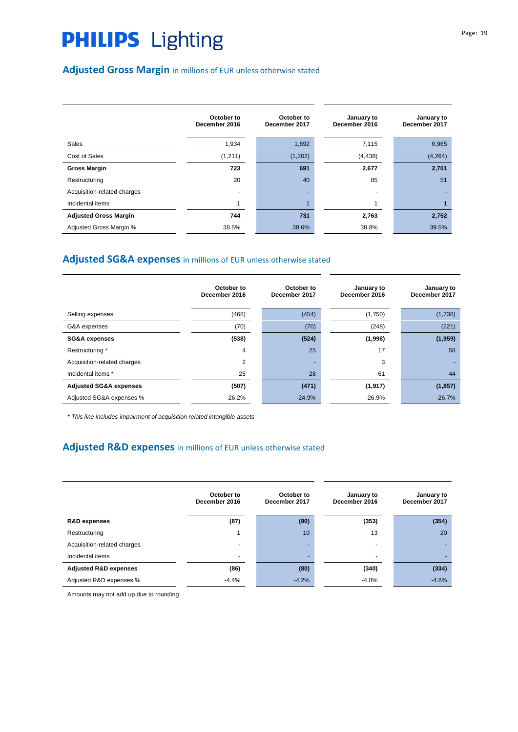# PHILIPS Lighting

## Adjusted Gross Margin in millions of EUR unless otherwise stated

| | October to December 2016 | October to December 2017 | January to December 2016 | January to December 2017 |
|---|---|---|---|---|
| Sales | 1,934 | 1,892 | 7,115 | 6,965 |
| Cost of Sales | (1,211) | (1,202) | (4,438) | (4,264) |
| **Gross Margin** | **723** | **691** | **2,677** | **2,701** |
| Restructuring | 20 | 40 | 85 | 51 |
| Acquisition-related charges | - | - | - | - |
| Incidental items | 1 | 1 | 1 | 1 |
| **Adjusted Gross Margin** | **744** | **731** | **2,763** | **2,752** |
| Adjusted Gross Margin % | 38.5% | 38.6% | 38.8% | 39.5% |

## Adjusted SG&A expenses in millions of EUR unless otherwise stated

| | October to December 2016 | October to December 2017 | January to December 2016 | January to December 2017 |
|---|---|---|---|---|
| Selling expenses | (468) | (454) | (1,750) | (1,738) |
| G&A expenses | (70) | (70) | (248) | (221) |
| **SG&A expenses** | **(538)** | **(524)** | **(1,998)** | **(1,959)** |
| Restructuring * | 4 | 25 | 17 | 58 |
| Acquisition-related charges | 2 | - | 3 | - |
| Incidental items * | 25 | 28 | 61 | 44 |
| **Adjusted SG&A expenses** | **(507)** | **(471)** | **(1,917)** | **(1,857)** |
| Adjusted SG&A expenses % | -26.2% | -24.9% | -26.9% | -26.7% |

*\* This line includes impairment of acquisition related intangible assets*

## Adjusted R&D expenses in millions of EUR unless otherwise stated

| | October to December 2016 | October to December 2017 | January to December 2016 | January to December 2017 |
|---|---|---|---|---|
| **R&D expenses** | **(87)** | **(90)** | **(353)** | **(354)** |
| Restructuring | 1 | 10 | 13 | 20 |
| Acquisition-related charges | - | - | - | - |
| Incidental items | - | - | - | - |
| **Adjusted R&D expenses** | **(86)** | **(80)** | **(340)** | **(334)** |
| Adjusted R&D expenses % | -4.4% | -4.2% | -4.8% | -4.8% |

Amounts may not add up due to rounding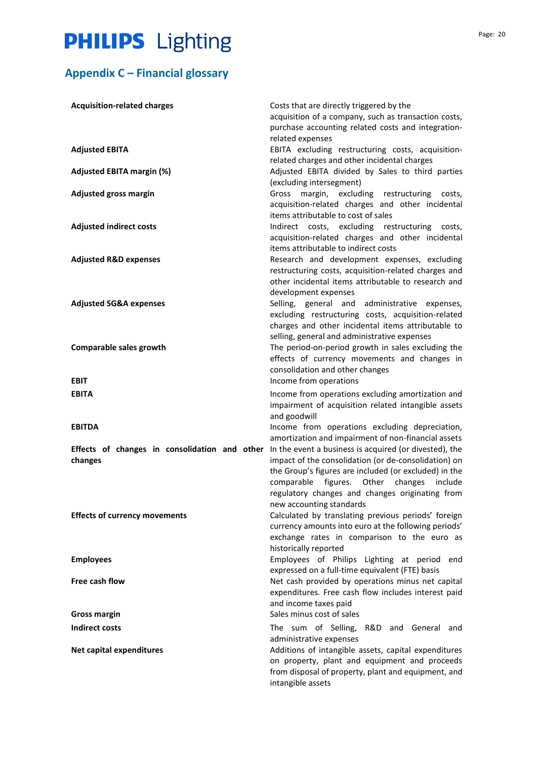# Appendix C – Financial glossary

| | |
|---|---|
| **Acquisition-related charges** | Costs that are directly triggered by the acquisition of a company, such as transaction costs, purchase accounting related costs and integration-related expenses |
| **Adjusted EBITA** | EBITA excluding restructuring costs, acquisition-related charges and other incidental charges |
| **Adjusted EBITA margin (%)** | Adjusted EBITA divided by Sales to third parties (excluding intersegment) |
| **Adjusted gross margin** | Gross margin, excluding restructuring costs, acquisition-related charges and other incidental items attributable to cost of sales |
| **Adjusted indirect costs** | Indirect costs, excluding restructuring costs, acquisition-related charges and other incidental items attributable to indirect costs |
| **Adjusted R&D expenses** | Research and development expenses, excluding restructuring costs, acquisition-related charges and other incidental items attributable to research and development expenses |
| **Adjusted SG&A expenses** | Selling, general and administrative expenses, excluding restructuring costs, acquisition-related charges and other incidental items attributable to selling, general and administrative expenses |
| **Comparable sales growth** | The period-on-period growth in sales excluding the effects of currency movements and changes in consolidation and other changes |
| **EBIT** | Income from operations |
| **EBITA** | Income from operations excluding amortization and impairment of acquisition related intangible assets and goodwill |
| **EBITDA** | Income from operations excluding depreciation, amortization and impairment of non-financial assets |
| **Effects of changes in consolidation and other changes** | In the event a business is acquired (or divested), the impact of the consolidation (or de-consolidation) on the Group's figures are included (or excluded) in the comparable figures. Other changes include regulatory changes and changes originating from new accounting standards |
| **Effects of currency movements** | Calculated by translating previous periods' foreign currency amounts into euro at the following periods' exchange rates in comparison to the euro as historically reported |
| **Employees** | Employees of Philips Lighting at period end expressed on a full-time equivalent (FTE) basis |
| **Free cash flow** | Net cash provided by operations minus net capital expenditures. Free cash flow includes interest paid and income taxes paid |
| **Gross margin** | Sales minus cost of sales |
| **Indirect costs** | The sum of Selling, R&D and General and administrative expenses |
| **Net capital expenditures** | Additions of intangible assets, capital expenditures on property, plant and equipment and proceeds from disposal of property, plant and equipment, and intangible assets |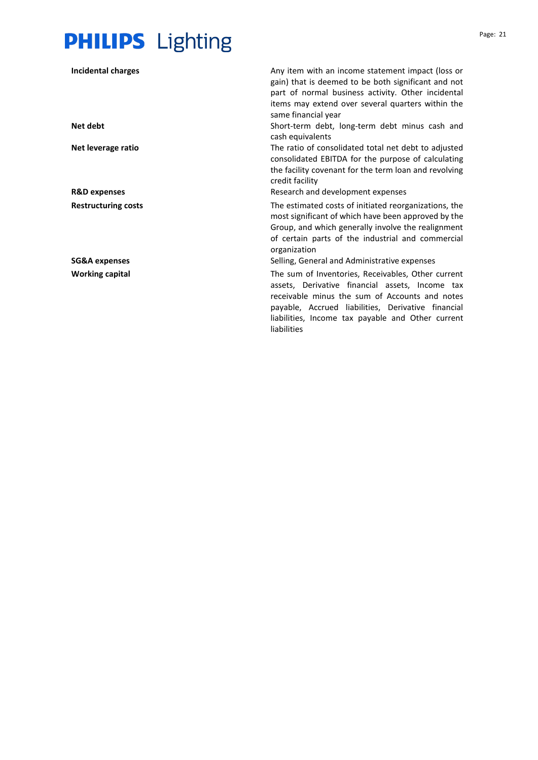| | |
|---|---|
| **Incidental charges** | Any item with an income statement impact (loss or gain) that is deemed to be both significant and not part of normal business activity. Other incidental items may extend over several quarters within the same financial year |
| **Net debt** | Short-term debt, long-term debt minus cash and cash equivalents |
| **Net leverage ratio** | The ratio of consolidated total net debt to adjusted consolidated EBITDA for the purpose of calculating the facility covenant for the term loan and revolving credit facility |
| **R&D expenses** | Research and development expenses |
| **Restructuring costs** | The estimated costs of initiated reorganizations, the most significant of which have been approved by the Group, and which generally involve the realignment of certain parts of the industrial and commercial organization |
| **SG&A expenses** | Selling, General and Administrative expenses |
| **Working capital** | The sum of Inventories, Receivables, Other current assets, Derivative financial assets, Income tax receivable minus the sum of Accounts and notes payable, Accrued liabilities, Derivative financial liabilities, Income tax payable and Other current liabilities |